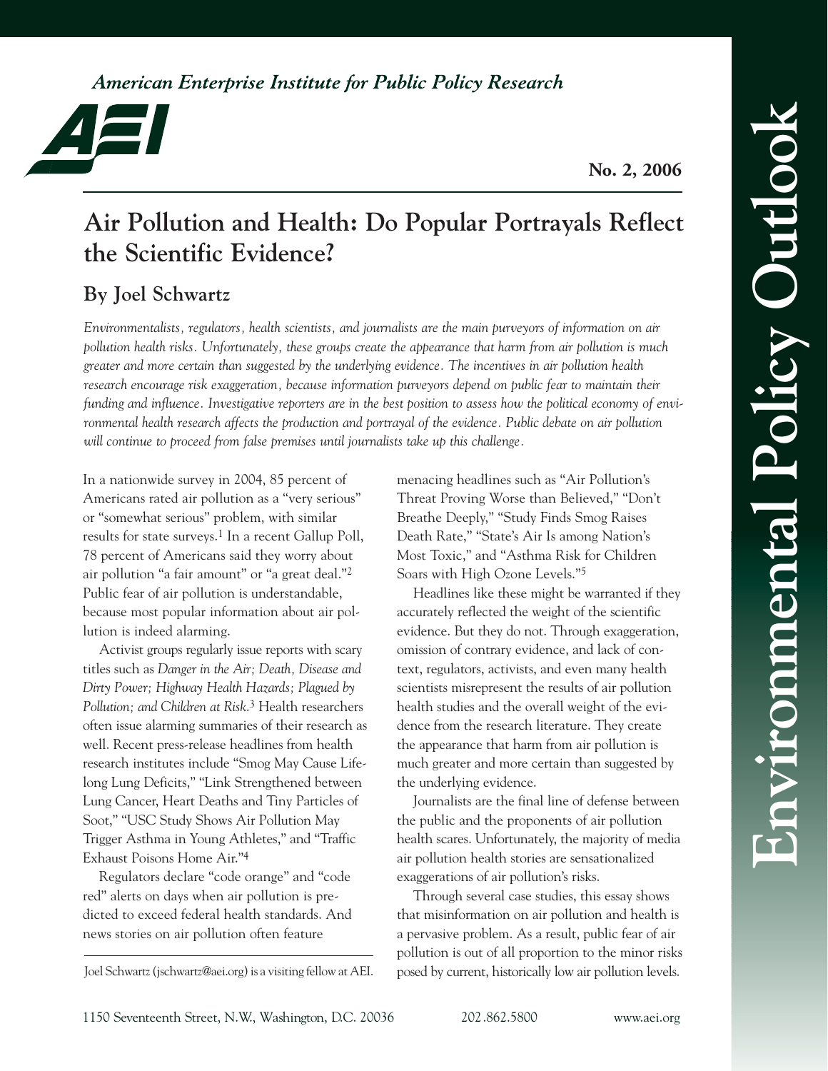*American Enterprise Institute for Public Policy Research*

**Environmental Policy Outlook**

**No. 2, 2006**

# Air Pollution and Health: Do Popular Portrayals Reflect the Scientific Evidence?

## By Joel Schwartz

*Environmentalists, regulators, health scientists, and journalists are the main purveyors of information on air pollution health risks. Unfortunately, these groups create the appearance that harm from air pollution is much greater and more certain than suggested by the underlying evidence. The incentives in air pollution health research encourage risk exaggeration, because information purveyors depend on public fear to maintain their funding and influence. Investigative reporters are in the best position to assess how the political economy of environmental health research affects the production and portrayal of the evidence. Public debate on air pollution will continue to proceed from false premises until journalists take up this challenge.*

In a nationwide survey in 2004, 85 percent of Americans rated air pollution as a "very serious" or "somewhat serious" problem, with similar results for state surveys.[1] In a recent Gallup Poll, 78 percent of Americans said they worry about air pollution "a fair amount" or "a great deal."[2] Public fear of air pollution is understandable, because most popular information about air pollution is indeed alarming.

Activist groups regularly issue reports with scary titles such as *Danger in the Air; Death, Disease and Dirty Power; Highway Health Hazards; Plagued by Pollution; and Children at Risk*.[3] Health researchers often issue alarming summaries of their research as well. Recent press-release headlines from health research institutes include "Smog May Cause Lifelong Lung Deficits," "Link Strengthened between Lung Cancer, Heart Deaths and Tiny Particles of Soot," "USC Study Shows Air Pollution May Trigger Asthma in Young Athletes," and "Traffic Exhaust Poisons Home Air."[4]

Regulators declare "code orange" and "code red" alerts on days when air pollution is predicted to exceed federal health standards. And news stories on air pollution often feature menacing headlines such as "Air Pollution's Threat Proving Worse than Believed," "Don't Breathe Deeply," "Study Finds Smog Raises Death Rate," "State's Air Is among Nation's Most Toxic," and "Asthma Risk for Children Soars with High Ozone Levels."[5]

Headlines like these might be warranted if they accurately reflected the weight of the scientific evidence. But they do not. Through exaggeration, omission of contrary evidence, and lack of context, regulators, activists, and even many health scientists misrepresent the results of air pollution health studies and the overall weight of the evidence from the research literature. They create the appearance that harm from air pollution is much greater and more certain than suggested by the underlying evidence.

Journalists are the final line of defense between the public and the proponents of air pollution health scares. Unfortunately, the majority of media air pollution health stories are sensationalized exaggerations of air pollution's risks.

Through several case studies, this essay shows that misinformation on air pollution and health is a pervasive problem. As a result, public fear of air pollution is out of all proportion to the minor risks posed by current, historically low air pollution levels.

---

Joel Schwartz (jschwartz@aei.org) is a visiting fellow at AEI.

1150 Seventeenth Street, N.W., Washington, D.C. 20036 202.862.5800 www.aei.org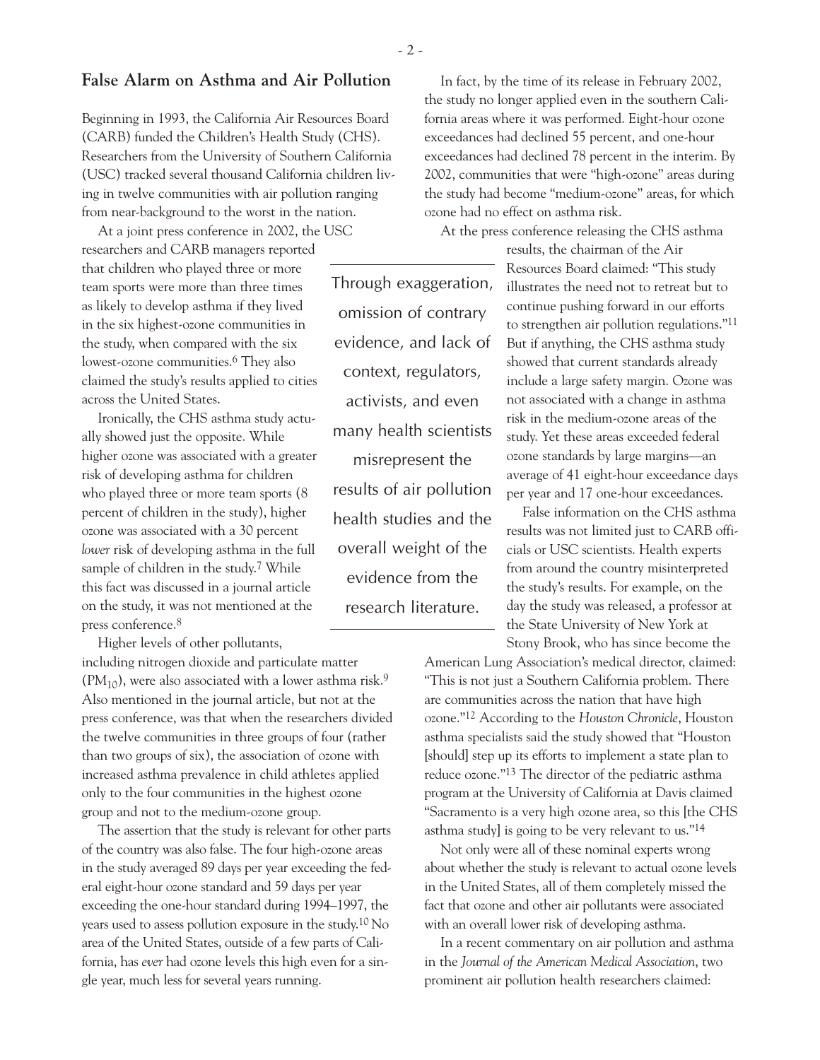## False Alarm on Asthma and Air Pollution

Beginning in 1993, the California Air Resources Board (CARB) funded the Children's Health Study (CHS). Researchers from the University of Southern California (USC) tracked several thousand California children living in twelve communities with air pollution ranging from near-background to the worst in the nation.

At a joint press conference in 2002, the USC researchers and CARB managers reported that children who played three or more team sports were more than three times as likely to develop asthma if they lived in the six highest-ozone communities in the study, when compared with the six lowest-ozone communities.[6] They also claimed the study's results applied to cities across the United States.

Ironically, the CHS asthma study actually showed just the opposite. While higher ozone was associated with a greater risk of developing asthma for children who played three or more team sports (8 percent of children in the study), higher ozone was associated with a 30 percent *lower* risk of developing asthma in the full sample of children in the study.[7] While this fact was discussed in a journal article on the study, it was not mentioned at the press conference.[8]

Higher levels of other pollutants, including nitrogen dioxide and particulate matter ($PM_{10}$), were also associated with a lower asthma risk.[9] Also mentioned in the journal article, but not at the press conference, was that when the researchers divided the twelve communities in three groups of four (rather than two groups of six), the association of ozone with increased asthma prevalence in child athletes applied only to the four communities in the highest ozone group and not to the medium-ozone group.

The assertion that the study is relevant for other parts of the country was also false. The four high-ozone areas in the study averaged 89 days per year exceeding the federal eight-hour ozone standard and 59 days per year exceeding the one-hour standard during 1994–1997, the years used to assess pollution exposure in the study.[10] No area of the United States, outside of a few parts of California, has *ever* had ozone levels this high even for a single year, much less for several years running.

In fact, by the time of its release in February 2002, the study no longer applied even in the southern California areas where it was performed. Eight-hour ozone exceedances had declined 55 percent, and one-hour exceedances had declined 78 percent in the interim. By 2002, communities that were "high-ozone" areas during the study had become "medium-ozone" areas, for which ozone had no effect on asthma risk.

> Through exaggeration, omission of contrary evidence, and lack of context, regulators, activists, and even many health scientists misrepresent the results of air pollution health studies and the overall weight of the evidence from the research literature.

At the press conference releasing the CHS asthma results, the chairman of the Air Resources Board claimed: "This study illustrates the need not to retreat but to continue pushing forward in our efforts to strengthen air pollution regulations."[11] But if anything, the CHS asthma study showed that current standards already include a large safety margin. Ozone was not associated with a change in asthma risk in the medium-ozone areas of the study. Yet these areas exceeded federal ozone standards by large margins—an average of 41 eight-hour exceedance days per year and 17 one-hour exceedances.

False information on the CHS asthma results was not limited just to CARB officials or USC scientists. Health experts from around the country misinterpreted the study's results. For example, on the day the study was released, a professor at the State University of New York at Stony Brook, who has since become the American Lung Association's medical director, claimed: "This is not just a Southern California problem. There are communities across the nation that have high ozone."[12] According to the *Houston Chronicle*, Houston asthma specialists said the study showed that "Houston [should] step up its efforts to implement a state plan to reduce ozone."[13] The director of the pediatric asthma program at the University of California at Davis claimed "Sacramento is a very high ozone area, so this [the CHS asthma study] is going to be very relevant to us."[14]

Not only were all of these nominal experts wrong about whether the study is relevant to actual ozone levels in the United States, all of them completely missed the fact that ozone and other air pollutants were associated with an overall lower risk of developing asthma.

In a recent commentary on air pollution and asthma in the *Journal of the American Medical Association*, two prominent air pollution health researchers claimed: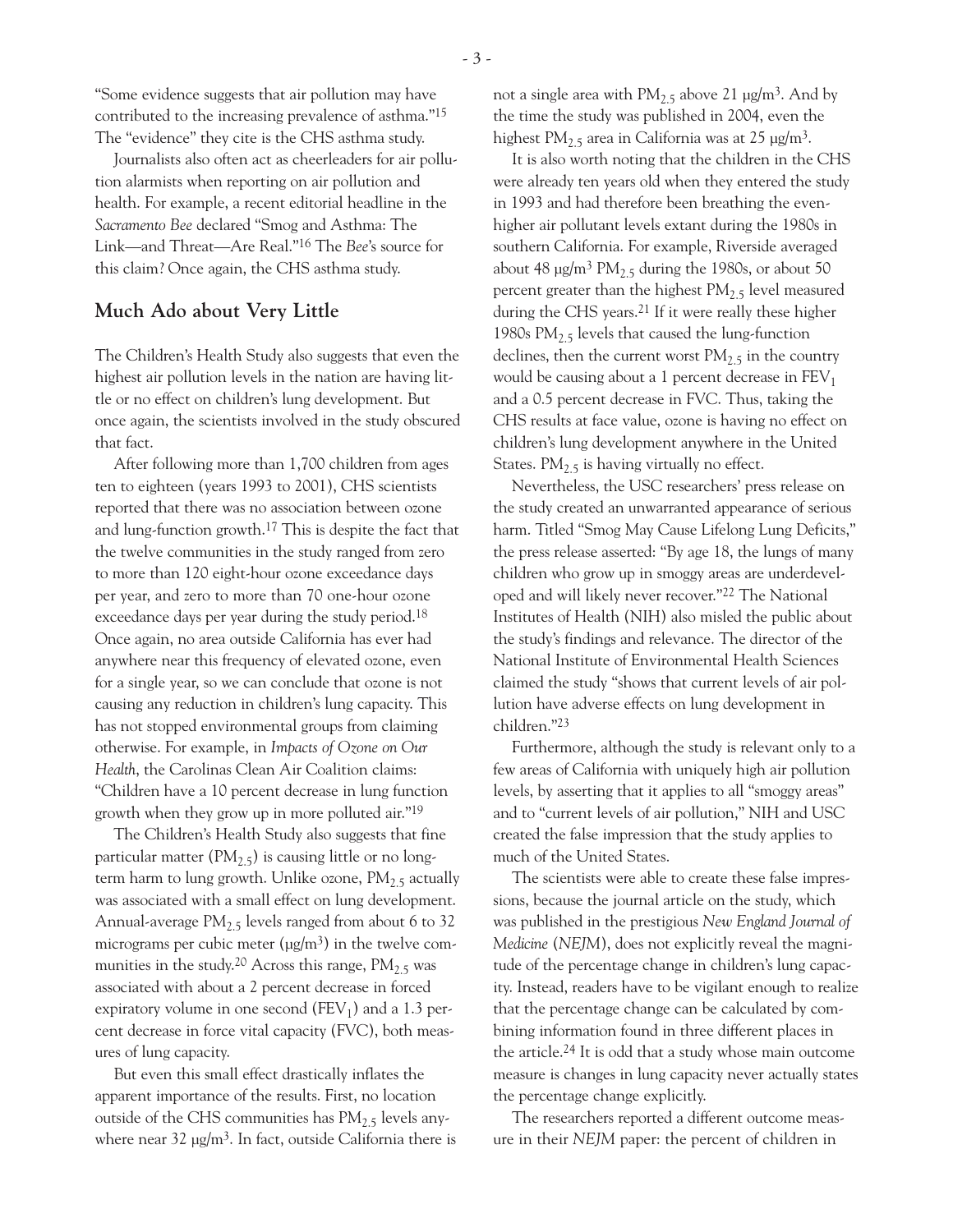"Some evidence suggests that air pollution may have contributed to the increasing prevalence of asthma."[15] The "evidence" they cite is the CHS asthma study.

Journalists also often act as cheerleaders for air pollution alarmists when reporting on air pollution and health. For example, a recent editorial headline in the *Sacramento Bee* declared "Smog and Asthma: The Link—and Threat—Are Real."[16] The *Bee*'s source for this claim? Once again, the CHS asthma study.

## Much Ado about Very Little

The Children's Health Study also suggests that even the highest air pollution levels in the nation are having little or no effect on children's lung development. But once again, the scientists involved in the study obscured that fact.

After following more than 1,700 children from ages ten to eighteen (years 1993 to 2001), CHS scientists reported that there was no association between ozone and lung-function growth.[17] This is despite the fact that the twelve communities in the study ranged from zero to more than 120 eight-hour ozone exceedance days per year, and zero to more than 70 one-hour ozone exceedance days per year during the study period.[18] Once again, no area outside California has ever had anywhere near this frequency of elevated ozone, even for a single year, so we can conclude that ozone is not causing any reduction in children's lung capacity. This has not stopped environmental groups from claiming otherwise. For example, in *Impacts of Ozone on Our Health*, the Carolinas Clean Air Coalition claims: "Children have a 10 percent decrease in lung function growth when they grow up in more polluted air."[19]

The Children's Health Study also suggests that fine particular matter ($PM_{2.5}$) is causing little or no long-term harm to lung growth. Unlike ozone, $PM_{2.5}$ actually was associated with a small effect on lung development. Annual-average $PM_{2.5}$ levels ranged from about 6 to 32 micrograms per cubic meter (μg/m$^3$) in the twelve communities in the study.[20] Across this range, $PM_{2.5}$ was associated with about a 2 percent decrease in forced expiratory volume in one second ($FEV_1$) and a 1.3 percent decrease in force vital capacity (FVC), both measures of lung capacity.

But even this small effect drastically inflates the apparent importance of the results. First, no location outside of the CHS communities has $PM_{2.5}$ levels anywhere near 32 μg/m$^3$. In fact, outside California there is not a single area with $PM_{2.5}$ above 21 μg/m$^3$. And by the time the study was published in 2004, even the highest $PM_{2.5}$ area in California was at 25 μg/m$^3$.

It is also worth noting that the children in the CHS were already ten years old when they entered the study in 1993 and had therefore been breathing the even-higher air pollutant levels extant during the 1980s in southern California. For example, Riverside averaged about 48 μg/m$^3$ $PM_{2.5}$ during the 1980s, or about 50 percent greater than the highest $PM_{2.5}$ level measured during the CHS years.[21] If it were really these higher 1980s $PM_{2.5}$ levels that caused the lung-function declines, then the current worst $PM_{2.5}$ in the country would be causing about a 1 percent decrease in $FEV_1$ and a 0.5 percent decrease in FVC. Thus, taking the CHS results at face value, ozone is having no effect on children's lung development anywhere in the United States. $PM_{2.5}$ is having virtually no effect.

Nevertheless, the USC researchers' press release on the study created an unwarranted appearance of serious harm. Titled "Smog May Cause Lifelong Lung Deficits," the press release asserted: "By age 18, the lungs of many children who grow up in smoggy areas are underdeveloped and will likely never recover."[22] The National Institutes of Health (NIH) also misled the public about the study's findings and relevance. The director of the National Institute of Environmental Health Sciences claimed the study "shows that current levels of air pollution have adverse effects on lung development in children."[23]

Furthermore, although the study is relevant only to a few areas of California with uniquely high air pollution levels, by asserting that it applies to all "smoggy areas" and to "current levels of air pollution," NIH and USC created the false impression that the study applies to much of the United States.

The scientists were able to create these false impressions, because the journal article on the study, which was published in the prestigious *New England Journal of Medicine* (*NEJM*), does not explicitly reveal the magnitude of the percentage change in children's lung capacity. Instead, readers have to be vigilant enough to realize that the percentage change can be calculated by combining information found in three different places in the article.[24] It is odd that a study whose main outcome measure is changes in lung capacity never actually states the percentage change explicitly.

The researchers reported a different outcome measure in their *NEJM* paper: the percent of children in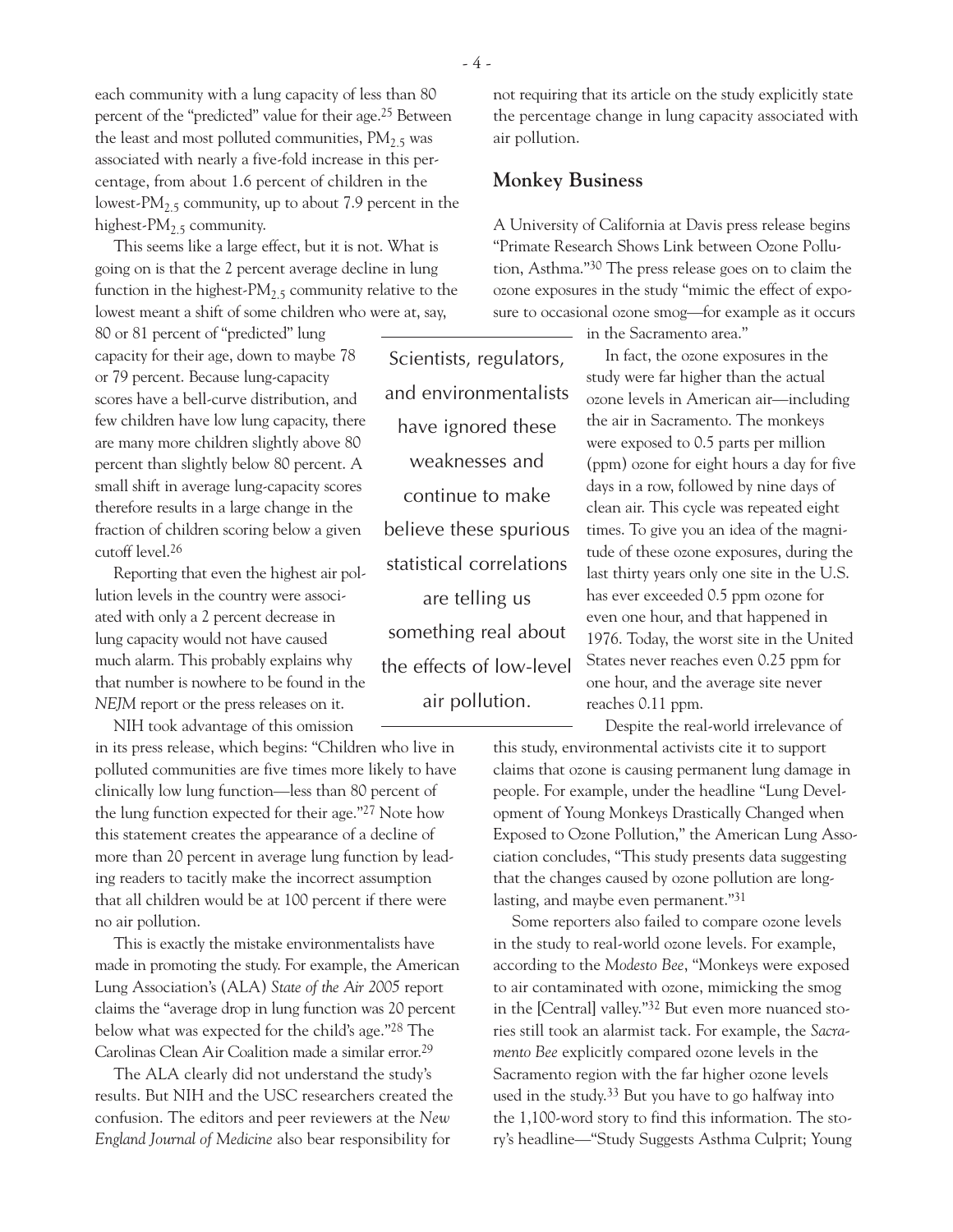each community with a lung capacity of less than 80 percent of the "predicted" value for their age.[25] Between the least and most polluted communities, $PM_{2.5}$ was associated with nearly a five-fold increase in this percentage, from about 1.6 percent of children in the lowest-$PM_{2.5}$ community, up to about 7.9 percent in the highest-$PM_{2.5}$ community.

This seems like a large effect, but it is not. What is going on is that the 2 percent average decline in lung function in the highest-$PM_{2.5}$ community relative to the lowest meant a shift of some children who were at, say, 80 or 81 percent of "predicted" lung capacity for their age, down to maybe 78 or 79 percent. Because lung-capacity scores have a bell-curve distribution, and few children have low lung capacity, there are many more children slightly above 80 percent than slightly below 80 percent. A small shift in average lung-capacity scores therefore results in a large change in the fraction of children scoring below a given cutoff level.[26]

Reporting that even the highest air pollution levels in the country were associated with only a 2 percent decrease in lung capacity would not have caused much alarm. This probably explains why that number is nowhere to be found in the *NEJM* report or the press releases on it.

NIH took advantage of this omission in its press release, which begins: "Children who live in polluted communities are five times more likely to have clinically low lung function—less than 80 percent of the lung function expected for their age."[27] Note how this statement creates the appearance of a decline of more than 20 percent in average lung function by leading readers to tacitly make the incorrect assumption that all children would be at 100 percent if there were no air pollution.

This is exactly the mistake environmentalists have made in promoting the study. For example, the American Lung Association's (ALA) *State of the Air 2005* report claims the "average drop in lung function was 20 percent below what was expected for the child's age."[28] The Carolinas Clean Air Coalition made a similar error.[29]

The ALA clearly did not understand the study's results. But NIH and the USC researchers created the confusion. The editors and peer reviewers at the *New England Journal of Medicine* also bear responsibility for not requiring that its article on the study explicitly state the percentage change in lung capacity associated with air pollution.

> Scientists, regulators, and environmentalists have ignored these weaknesses and continue to make believe these spurious statistical correlations are telling us something real about the effects of low-level air pollution.

## Monkey Business

A University of California at Davis press release begins "Primate Research Shows Link between Ozone Pollution, Asthma."[30] The press release goes on to claim the ozone exposures in the study "mimic the effect of exposure to occasional ozone smog—for example as it occurs in the Sacramento area."

In fact, the ozone exposures in the study were far higher than the actual ozone levels in American air—including the air in Sacramento. The monkeys were exposed to 0.5 parts per million (ppm) ozone for eight hours a day for five days in a row, followed by nine days of clean air. This cycle was repeated eight times. To give you an idea of the magnitude of these ozone exposures, during the last thirty years only one site in the U.S. has ever exceeded 0.5 ppm ozone for even one hour, and that happened in 1976. Today, the worst site in the United States never reaches even 0.25 ppm for one hour, and the average site never reaches 0.11 ppm.

Despite the real-world irrelevance of this study, environmental activists cite it to support claims that ozone is causing permanent lung damage in people. For example, under the headline "Lung Development of Young Monkeys Drastically Changed when Exposed to Ozone Pollution," the American Lung Association concludes, "This study presents data suggesting that the changes caused by ozone pollution are long-lasting, and maybe even permanent."[31]

Some reporters also failed to compare ozone levels in the study to real-world ozone levels. For example, according to the *Modesto Bee*, "Monkeys were exposed to air contaminated with ozone, mimicking the smog in the [Central] valley."[32] But even more nuanced stories still took an alarmist tack. For example, the *Sacramento Bee* explicitly compared ozone levels in the Sacramento region with the far higher ozone levels used in the study.[33] But you have to go halfway into the 1,100-word story to find this information. The story's headline—"Study Suggests Asthma Culprit; Young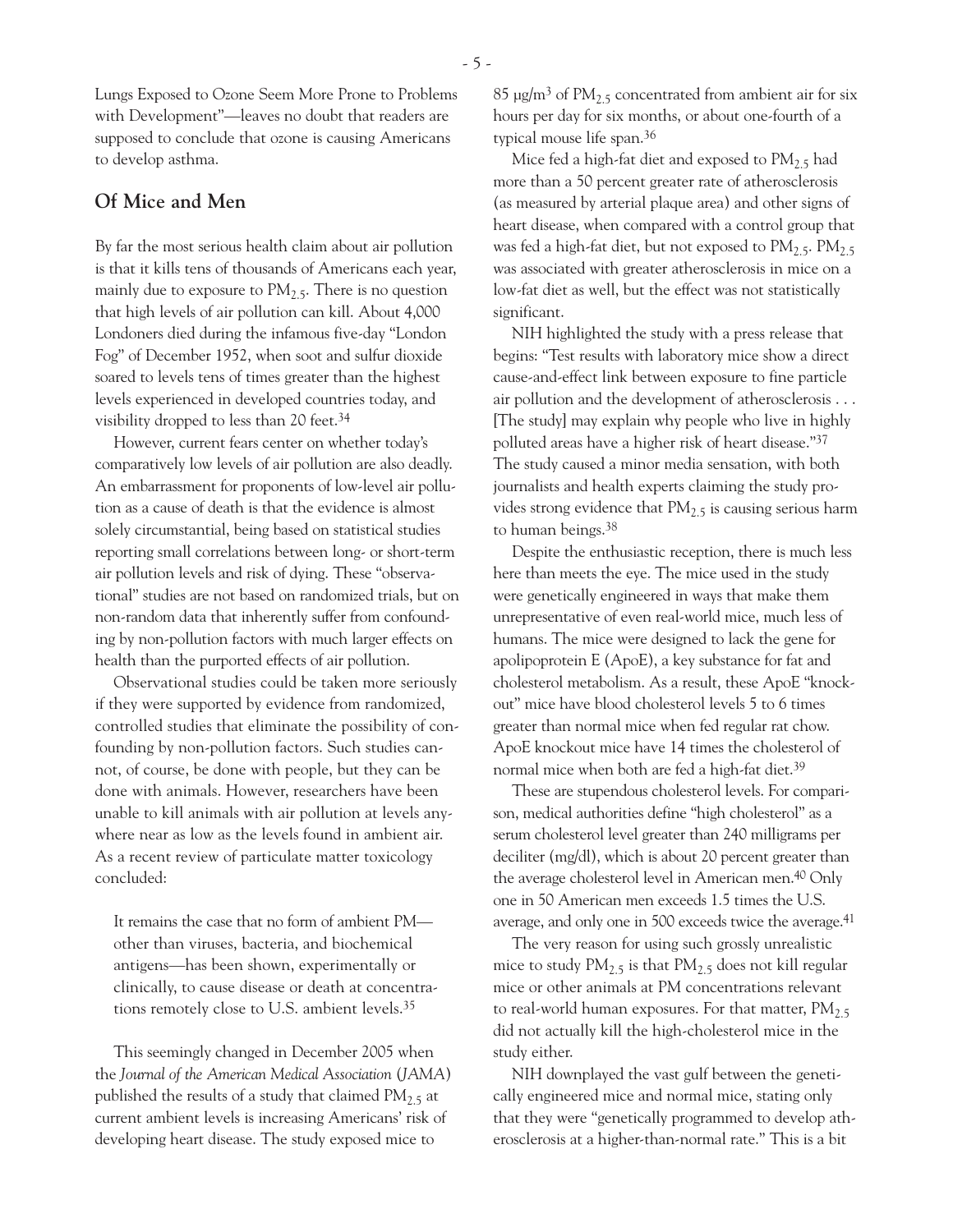Lungs Exposed to Ozone Seem More Prone to Problems with Development"—leaves no doubt that readers are supposed to conclude that ozone is causing Americans to develop asthma.

## Of Mice and Men

By far the most serious health claim about air pollution is that it kills tens of thousands of Americans each year, mainly due to exposure to $PM_{2.5}$. There is no question that high levels of air pollution can kill. About 4,000 Londoners died during the infamous five-day "London Fog" of December 1952, when soot and sulfur dioxide soared to levels tens of times greater than the highest levels experienced in developed countries today, and visibility dropped to less than 20 feet.[34]

However, current fears center on whether today's comparatively low levels of air pollution are also deadly. An embarrassment for proponents of low-level air pollution as a cause of death is that the evidence is almost solely circumstantial, being based on statistical studies reporting small correlations between long- or short-term air pollution levels and risk of dying. These "observational" studies are not based on randomized trials, but on non-random data that inherently suffer from confounding by non-pollution factors with much larger effects on health than the purported effects of air pollution.

Observational studies could be taken more seriously if they were supported by evidence from randomized, controlled studies that eliminate the possibility of confounding by non-pollution factors. Such studies cannot, of course, be done with people, but they can be done with animals. However, researchers have been unable to kill animals with air pollution at levels anywhere near as low as the levels found in ambient air. As a recent review of particulate matter toxicology concluded:

> It remains the case that no form of ambient PM—other than viruses, bacteria, and biochemical antigens—has been shown, experimentally or clinically, to cause disease or death at concentrations remotely close to U.S. ambient levels.[35]

This seemingly changed in December 2005 when the *Journal of the American Medical Association* (*JAMA*) published the results of a study that claimed $PM_{2.5}$ at current ambient levels is increasing Americans' risk of developing heart disease. The study exposed mice to 85 μg/m[3] of $PM_{2.5}$ concentrated from ambient air for six hours per day for six months, or about one-fourth of a typical mouse life span.[36]

Mice fed a high-fat diet and exposed to $PM_{2.5}$ had more than a 50 percent greater rate of atherosclerosis (as measured by arterial plaque area) and other signs of heart disease, when compared with a control group that was fed a high-fat diet, but not exposed to $PM_{2.5}$. $PM_{2.5}$ was associated with greater atherosclerosis in mice on a low-fat diet as well, but the effect was not statistically significant.

NIH highlighted the study with a press release that begins: "Test results with laboratory mice show a direct cause-and-effect link between exposure to fine particle air pollution and the development of atherosclerosis . . . [The study] may explain why people who live in highly polluted areas have a higher risk of heart disease."[37] The study caused a minor media sensation, with both journalists and health experts claiming the study provides strong evidence that $PM_{2.5}$ is causing serious harm to human beings.[38]

Despite the enthusiastic reception, there is much less here than meets the eye. The mice used in the study were genetically engineered in ways that make them unrepresentative of even real-world mice, much less of humans. The mice were designed to lack the gene for apolipoprotein E (ApoE), a key substance for fat and cholesterol metabolism. As a result, these ApoE "knockout" mice have blood cholesterol levels 5 to 6 times greater than normal mice when fed regular rat chow. ApoE knockout mice have 14 times the cholesterol of normal mice when both are fed a high-fat diet.[39]

These are stupendous cholesterol levels. For comparison, medical authorities define "high cholesterol" as a serum cholesterol level greater than 240 milligrams per deciliter (mg/dl), which is about 20 percent greater than the average cholesterol level in American men.[40] Only one in 50 American men exceeds 1.5 times the U.S. average, and only one in 500 exceeds twice the average.[41]

The very reason for using such grossly unrealistic mice to study $PM_{2.5}$ is that $PM_{2.5}$ does not kill regular mice or other animals at PM concentrations relevant to real-world human exposures. For that matter, $PM_{2.5}$ did not actually kill the high-cholesterol mice in the study either.

NIH downplayed the vast gulf between the genetically engineered mice and normal mice, stating only that they were "genetically programmed to develop atherosclerosis at a higher-than-normal rate." This is a bit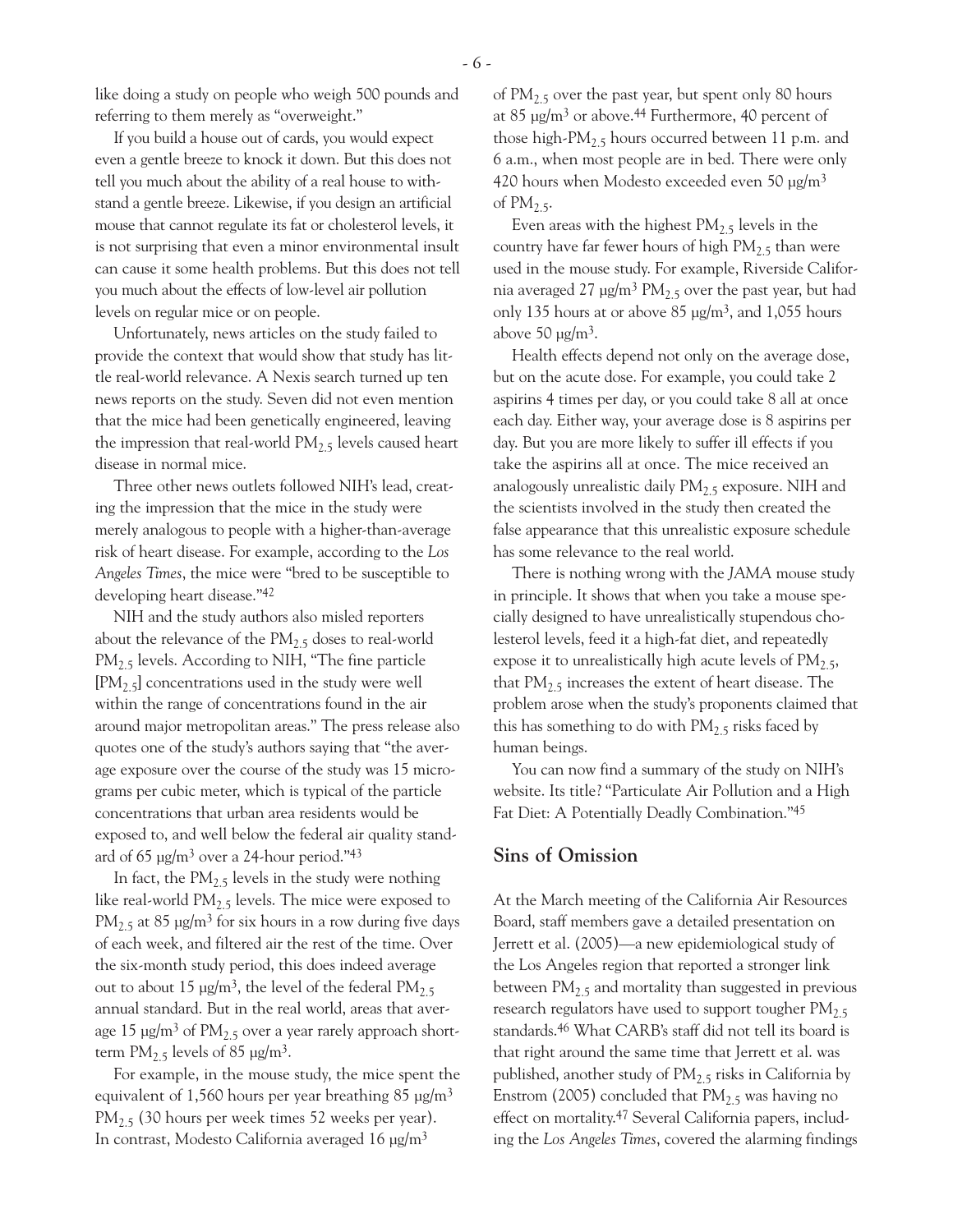like doing a study on people who weigh 500 pounds and referring to them merely as "overweight."

If you build a house out of cards, you would expect even a gentle breeze to knock it down. But this does not tell you much about the ability of a real house to withstand a gentle breeze. Likewise, if you design an artificial mouse that cannot regulate its fat or cholesterol levels, it is not surprising that even a minor environmental insult can cause it some health problems. But this does not tell you much about the effects of low-level air pollution levels on regular mice or on people.

Unfortunately, news articles on the study failed to provide the context that would show that study has little real-world relevance. A Nexis search turned up ten news reports on the study. Seven did not even mention that the mice had been genetically engineered, leaving the impression that real-world $PM_{2.5}$ levels caused heart disease in normal mice.

Three other news outlets followed NIH's lead, creating the impression that the mice in the study were merely analogous to people with a higher-than-average risk of heart disease. For example, according to the *Los Angeles Times*, the mice were "bred to be susceptible to developing heart disease."[42]

NIH and the study authors also misled reporters about the relevance of the $PM_{2.5}$ doses to real-world $PM_{2.5}$ levels. According to NIH, "The fine particle [$PM_{2.5}$] concentrations used in the study were well within the range of concentrations found in the air around major metropolitan areas." The press release also quotes one of the study's authors saying that "the average exposure over the course of the study was 15 micrograms per cubic meter, which is typical of the particle concentrations that urban area residents would be exposed to, and well below the federal air quality standard of 65 μg/m³ over a 24-hour period."[43]

In fact, the $PM_{2.5}$ levels in the study were nothing like real-world $PM_{2.5}$ levels. The mice were exposed to $PM_{2.5}$ at 85 μg/m³ for six hours in a row during five days of each week, and filtered air the rest of the time. Over the six-month study period, this does indeed average out to about 15 μg/m³, the level of the federal $PM_{2.5}$ annual standard. But in the real world, areas that average 15 μg/m³ of $PM_{2.5}$ over a year rarely approach short-term $PM_{2.5}$ levels of 85 μg/m³.

For example, in the mouse study, the mice spent the equivalent of 1,560 hours per year breathing 85 μg/m³ $PM_{2.5}$ (30 hours per week times 52 weeks per year). In contrast, Modesto California averaged 16 μg/m³ of $PM_{2.5}$ over the past year, but spent only 80 hours at 85 μg/m³ or above.[44] Furthermore, 40 percent of those high-$PM_{2.5}$ hours occurred between 11 p.m. and 6 a.m., when most people are in bed. There were only 420 hours when Modesto exceeded even 50 μg/m³ of $PM_{2.5}$.

Even areas with the highest $PM_{2.5}$ levels in the country have far fewer hours of high $PM_{2.5}$ than were used in the mouse study. For example, Riverside California averaged 27 μg/m³ $PM_{2.5}$ over the past year, but had only 135 hours at or above 85 μg/m³, and 1,055 hours above 50 μg/m³.

Health effects depend not only on the average dose, but on the acute dose. For example, you could take 2 aspirins 4 times per day, or you could take 8 all at once each day. Either way, your average dose is 8 aspirins per day. But you are more likely to suffer ill effects if you take the aspirins all at once. The mice received an analogously unrealistic daily $PM_{2.5}$ exposure. NIH and the scientists involved in the study then created the false appearance that this unrealistic exposure schedule has some relevance to the real world.

There is nothing wrong with the *JAMA* mouse study in principle. It shows that when you take a mouse specially designed to have unrealistically stupendous cholesterol levels, feed it a high-fat diet, and repeatedly expose it to unrealistically high acute levels of $PM_{2.5}$, that $PM_{2.5}$ increases the extent of heart disease. The problem arose when the study's proponents claimed that this has something to do with $PM_{2.5}$ risks faced by human beings.

You can now find a summary of the study on NIH's website. Its title? "Particulate Air Pollution and a High Fat Diet: A Potentially Deadly Combination."[45]

## Sins of Omission

At the March meeting of the California Air Resources Board, staff members gave a detailed presentation on Jerrett et al. (2005)—a new epidemiological study of the Los Angeles region that reported a stronger link between $PM_{2.5}$ and mortality than suggested in previous research regulators have used to support tougher $PM_{2.5}$ standards.[46] What CARB's staff did not tell its board is that right around the same time that Jerrett et al. was published, another study of $PM_{2.5}$ risks in California by Enstrom (2005) concluded that $PM_{2.5}$ was having no effect on mortality.[47] Several California papers, including the *Los Angeles Times*, covered the alarming findings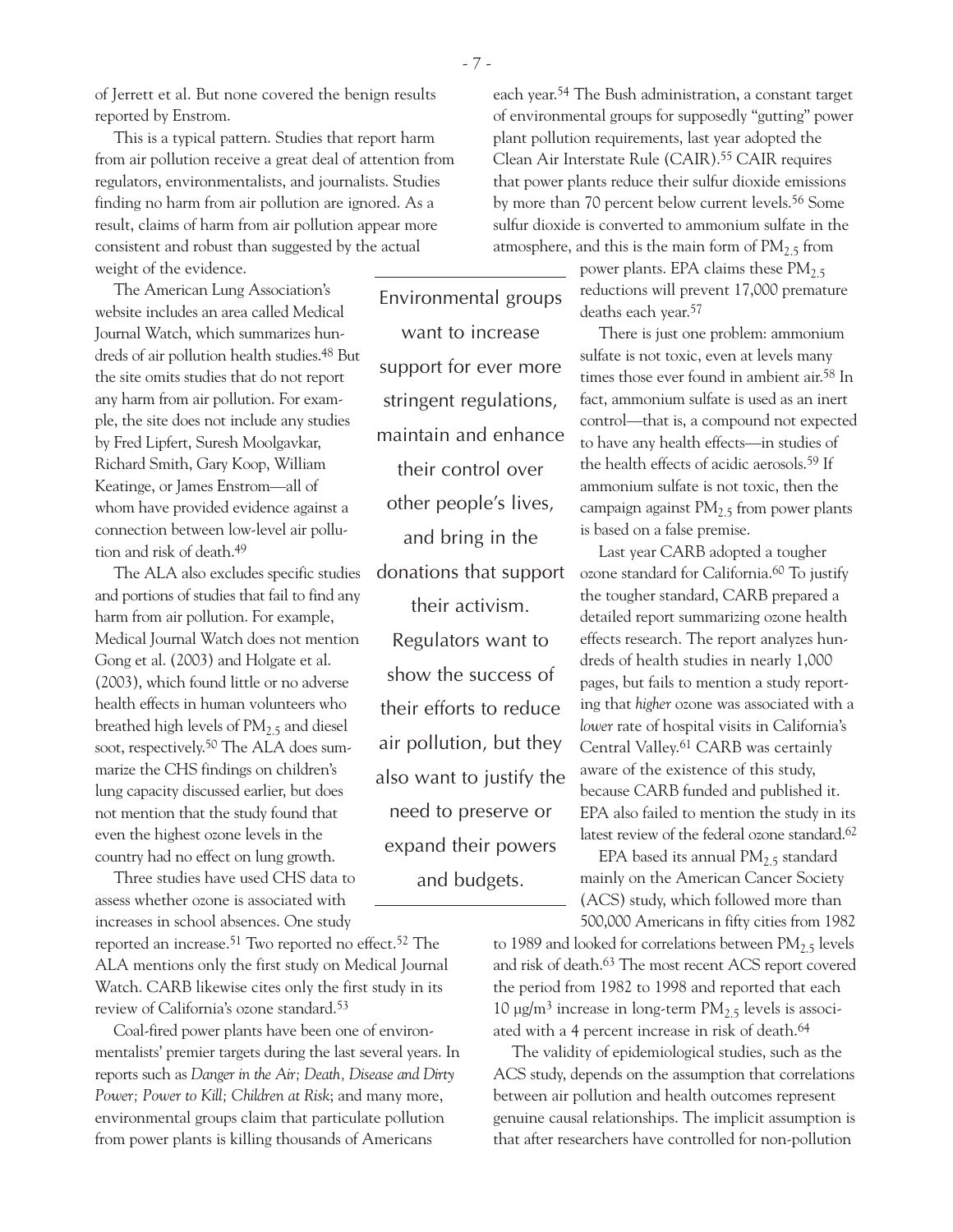of Jerrett et al. But none covered the benign results reported by Enstrom.

This is a typical pattern. Studies that report harm from air pollution receive a great deal of attention from regulators, environmentalists, and journalists. Studies finding no harm from air pollution are ignored. As a result, claims of harm from air pollution appear more consistent and robust than suggested by the actual weight of the evidence.

The American Lung Association's website includes an area called Medical Journal Watch, which summarizes hundreds of air pollution health studies.[48] But the site omits studies that do not report any harm from air pollution. For example, the site does not include any studies by Fred Lipfert, Suresh Moolgavkar, Richard Smith, Gary Koop, William Keatinge, or James Enstrom—all of whom have provided evidence against a connection between low-level air pollution and risk of death.[49]

The ALA also excludes specific studies and portions of studies that fail to find any harm from air pollution. For example, Medical Journal Watch does not mention Gong et al. (2003) and Holgate et al. (2003), which found little or no adverse health effects in human volunteers who breathed high levels of $PM_{2.5}$ and diesel soot, respectively.[50] The ALA does summarize the CHS findings on children's lung capacity discussed earlier, but does not mention that the study found that even the highest ozone levels in the country had no effect on lung growth.

Three studies have used CHS data to assess whether ozone is associated with increases in school absences. One study reported an increase.[51] Two reported no effect.[52] The ALA mentions only the first study on Medical Journal Watch. CARB likewise cites only the first study in its review of California's ozone standard.[53]

Coal-fired power plants have been one of environmentalists' premier targets during the last several years. In reports such as *Danger in the Air; Death, Disease and Dirty Power; Power to Kill; Children at Risk*; and many more, environmental groups claim that particulate pollution from power plants is killing thousands of Americans each year.[54] The Bush administration, a constant target of environmental groups for supposedly "gutting" power plant pollution requirements, last year adopted the Clean Air Interstate Rule (CAIR).[55] CAIR requires that power plants reduce their sulfur dioxide emissions by more than 70 percent below current levels.[56] Some sulfur dioxide is converted to ammonium sulfate in the atmosphere, and this is the main form of $PM_{2.5}$ from power plants. EPA claims these $PM_{2.5}$ reductions will prevent 17,000 premature deaths each year.[57]

> Environmental groups want to increase support for ever more stringent regulations, maintain and enhance their control over other people's lives, and bring in the donations that support their activism. Regulators want to show the success of their efforts to reduce air pollution, but they also want to justify the need to preserve or expand their powers and budgets.

There is just one problem: ammonium sulfate is not toxic, even at levels many times those ever found in ambient air.[58] In fact, ammonium sulfate is used as an inert control—that is, a compound not expected to have any health effects—in studies of the health effects of acidic aerosols.[59] If ammonium sulfate is not toxic, then the campaign against $PM_{2.5}$ from power plants is based on a false premise.

Last year CARB adopted a tougher ozone standard for California.[60] To justify the tougher standard, CARB prepared a detailed report summarizing ozone health effects research. The report analyzes hundreds of health studies in nearly 1,000 pages, but fails to mention a study reporting that *higher* ozone was associated with a *lower* rate of hospital visits in California's Central Valley.[61] CARB was certainly aware of the existence of this study, because CARB funded and published it. EPA also failed to mention the study in its latest review of the federal ozone standard.[62]

EPA based its annual $PM_{2.5}$ standard mainly on the American Cancer Society (ACS) study, which followed more than 500,000 Americans in fifty cities from 1982 to 1989 and looked for correlations between $PM_{2.5}$ levels and risk of death.[63] The most recent ACS report covered the period from 1982 to 1998 and reported that each 10 $\mu g/m^3$ increase in long-term $PM_{2.5}$ levels is associated with a 4 percent increase in risk of death.[64]

The validity of epidemiological studies, such as the ACS study, depends on the assumption that correlations between air pollution and health outcomes represent genuine causal relationships. The implicit assumption is that after researchers have controlled for non-pollution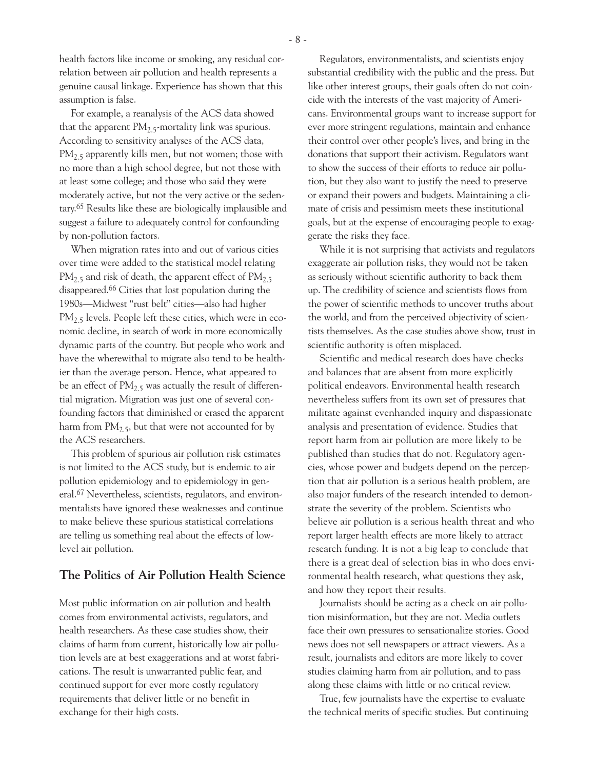health factors like income or smoking, any residual correlation between air pollution and health represents a genuine causal linkage. Experience has shown that this assumption is false.

For example, a reanalysis of the ACS data showed that the apparent $PM_{2.5}$-mortality link was spurious. According to sensitivity analyses of the ACS data, $PM_{2.5}$ apparently kills men, but not women; those with no more than a high school degree, but not those with at least some college; and those who said they were moderately active, but not the very active or the sedentary.[65] Results like these are biologically implausible and suggest a failure to adequately control for confounding by non-pollution factors.

When migration rates into and out of various cities over time were added to the statistical model relating $PM_{2.5}$ and risk of death, the apparent effect of $PM_{2.5}$ disappeared.[66] Cities that lost population during the 1980s—Midwest "rust belt" cities—also had higher $PM_{2.5}$ levels. People left these cities, which were in economic decline, in search of work in more economically dynamic parts of the country. But people who work and have the wherewithal to migrate also tend to be healthier than the average person. Hence, what appeared to be an effect of $PM_{2.5}$ was actually the result of differential migration. Migration was just one of several confounding factors that diminished or erased the apparent harm from $PM_{2.5}$, but that were not accounted for by the ACS researchers.

This problem of spurious air pollution risk estimates is not limited to the ACS study, but is endemic to air pollution epidemiology and to epidemiology in general.[67] Nevertheless, scientists, regulators, and environmentalists have ignored these weaknesses and continue to make believe these spurious statistical correlations are telling us something real about the effects of low-level air pollution.

## The Politics of Air Pollution Health Science

Most public information on air pollution and health comes from environmental activists, regulators, and health researchers. As these case studies show, their claims of harm from current, historically low air pollution levels are at best exaggerations and at worst fabrications. The result is unwarranted public fear, and continued support for ever more costly regulatory requirements that deliver little or no benefit in exchange for their high costs.

Regulators, environmentalists, and scientists enjoy substantial credibility with the public and the press. But like other interest groups, their goals often do not coincide with the interests of the vast majority of Americans. Environmental groups want to increase support for ever more stringent regulations, maintain and enhance their control over other people's lives, and bring in the donations that support their activism. Regulators want to show the success of their efforts to reduce air pollution, but they also want to justify the need to preserve or expand their powers and budgets. Maintaining a climate of crisis and pessimism meets these institutional goals, but at the expense of encouraging people to exaggerate the risks they face.

While it is not surprising that activists and regulators exaggerate air pollution risks, they would not be taken as seriously without scientific authority to back them up. The credibility of science and scientists flows from the power of scientific methods to uncover truths about the world, and from the perceived objectivity of scientists themselves. As the case studies above show, trust in scientific authority is often misplaced.

Scientific and medical research does have checks and balances that are absent from more explicitly political endeavors. Environmental health research nevertheless suffers from its own set of pressures that militate against evenhanded inquiry and dispassionate analysis and presentation of evidence. Studies that report harm from air pollution are more likely to be published than studies that do not. Regulatory agencies, whose power and budgets depend on the perception that air pollution is a serious health problem, are also major funders of the research intended to demonstrate the severity of the problem. Scientists who believe air pollution is a serious health threat and who report larger health effects are more likely to attract research funding. It is not a big leap to conclude that there is a great deal of selection bias in who does environmental health research, what questions they ask, and how they report their results.

Journalists should be acting as a check on air pollution misinformation, but they are not. Media outlets face their own pressures to sensationalize stories. Good news does not sell newspapers or attract viewers. As a result, journalists and editors are more likely to cover studies claiming harm from air pollution, and to pass along these claims with little or no critical review.

True, few journalists have the expertise to evaluate the technical merits of specific studies. But continuing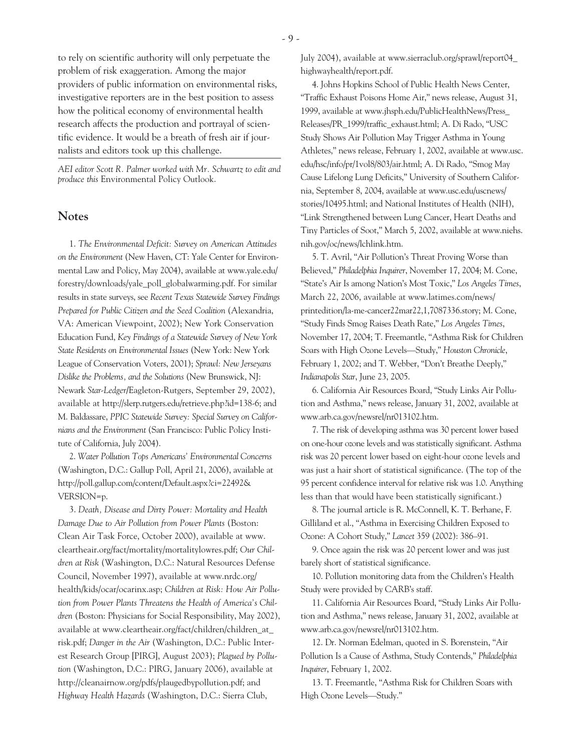to rely on scientific authority will only perpetuate the problem of risk exaggeration. Among the major providers of public information on environmental risks, investigative reporters are in the best position to assess how the political economy of environmental health research affects the production and portrayal of scientific evidence. It would be a breath of fresh air if journalists and editors took up this challenge.

*AEI editor Scott R. Palmer worked with Mr. Schwartz to edit and produce this* Environmental Policy Outlook.

## Notes

1. *The Environmental Deficit: Survey on American Attitudes on the Environment* (New Haven, CT: Yale Center for Environmental Law and Policy, May 2004), available at www.yale.edu/forestry/downloads/yale_poll_globalwarming.pdf. For similar results in state surveys, see *Recent Texas Statewide Survey Findings Prepared for Public Citizen and the Seed Coalition* (Alexandria, VA: American Viewpoint, 2002); New York Conservation Education Fund, *Key Findings of a Statewide Survey of New York State Residents on Environmental Issues* (New York: New York League of Conservation Voters, 2001); *Sprawl: New Jerseyans Dislike the Problems, and the Solutions* (New Brunswick, NJ: Newark *Star-Ledger*/Eagleton-Rutgers, September 29, 2002), available at http://slerp.rutgers.edu/retrieve.php?id=138-6; and M. Baldassare, *PPIC Statewide Survey: Special Survey on Californians and the Environment* (San Francisco: Public Policy Institute of California, July 2004).

2. *Water Pollution Tops Americans' Environmental Concerns* (Washington, D.C.: Gallup Poll, April 21, 2006), available at http://poll.gallup.com/content/Default.aspx?ci=22492&VERSION=p.

3. *Death, Disease and Dirty Power: Mortality and Health Damage Due to Air Pollution from Power Plants* (Boston: Clean Air Task Force, October 2000), available at www.cleartheair.org/fact/mortality/mortalitylowres.pdf; *Our Children at Risk* (Washington, D.C.: Natural Resources Defense Council, November 1997), available at www.nrdc.org/health/kids/ocar/ocarinx.asp; *Children at Risk: How Air Pollution from Power Plants Threatens the Health of America's Children* (Boston: Physicians for Social Responsibility, May 2002), available at www.cleartheair.org/fact/children/children_at_risk.pdf; *Danger in the Air* (Washington, D.C.: Public Interest Research Group [PIRG], August 2003); *Plagued by Pollution* (Washington, D.C.: PIRG, January 2006), available at http://cleanairnow.org/pdfs/plaugedbypollution.pdf; and *Highway Health Hazards* (Washington, D.C.: Sierra Club, July 2004), available at www.sierraclub.org/sprawl/report04_highwayhealth/report.pdf.

4. Johns Hopkins School of Public Health News Center, "Traffic Exhaust Poisons Home Air," news release, August 31, 1999, available at www.jhsph.edu/PublicHealthNews/Press_Releases/PR_1999/traffic_exhaust.html; A. Di Rado, "USC Study Shows Air Pollution May Trigger Asthma in Young Athletes," news release, February 1, 2002, available at www.usc.edu/hsc/info/pr/1vol8/803/air.html; A. Di Rado, "Smog May Cause Lifelong Lung Deficits," University of Southern California, September 8, 2004, available at www.usc.edu/uscnews/stories/10495.html; and National Institutes of Health (NIH), "Link Strengthened between Lung Cancer, Heart Deaths and Tiny Particles of Soot," March 5, 2002, available at www.niehs.nih.gov/oc/news/lchlink.htm.

5. T. Avril, "Air Pollution's Threat Proving Worse than Believed," *Philadelphia Inquirer*, November 17, 2004; M. Cone, "State's Air Is among Nation's Most Toxic," *Los Angeles Times*, March 22, 2006, available at www.latimes.com/news/printedition/la-me-cancer22mar22,1,7087336.story; M. Cone, "Study Finds Smog Raises Death Rate," *Los Angeles Times*, November 17, 2004; T. Freemantle, "Asthma Risk for Children Soars with High Ozone Levels—Study," *Houston Chronicle*, February 1, 2002; and T. Webber, "Don't Breathe Deeply," *Indianapolis Star*, June 23, 2005.

6. California Air Resources Board, "Study Links Air Pollution and Asthma," news release, January 31, 2002, available at www.arb.ca.gov/newsrel/nr013102.htm.

7. The risk of developing asthma was 30 percent lower based on one-hour ozone levels and was statistically significant. Asthma risk was 20 percent lower based on eight-hour ozone levels and was just a hair short of statistical significance. (The top of the 95 percent confidence interval for relative risk was 1.0. Anything less than that would have been statistically significant.)

8. The journal article is R. McConnell, K. T. Berhane, F. Gilliland et al., "Asthma in Exercising Children Exposed to Ozone: A Cohort Study," *Lancet* 359 (2002): 386–91.

9. Once again the risk was 20 percent lower and was just barely short of statistical significance.

10. Pollution monitoring data from the Children's Health Study were provided by CARB's staff.

11. California Air Resources Board, "Study Links Air Pollution and Asthma," news release, January 31, 2002, available at www.arb.ca.gov/newsrel/nr013102.htm.

12. Dr. Norman Edelman, quoted in S. Borenstein, "Air Pollution Is a Cause of Asthma, Study Contends," *Philadelphia Inquirer*, February 1, 2002.

13. T. Freemantle, "Asthma Risk for Children Soars with High Ozone Levels—Study."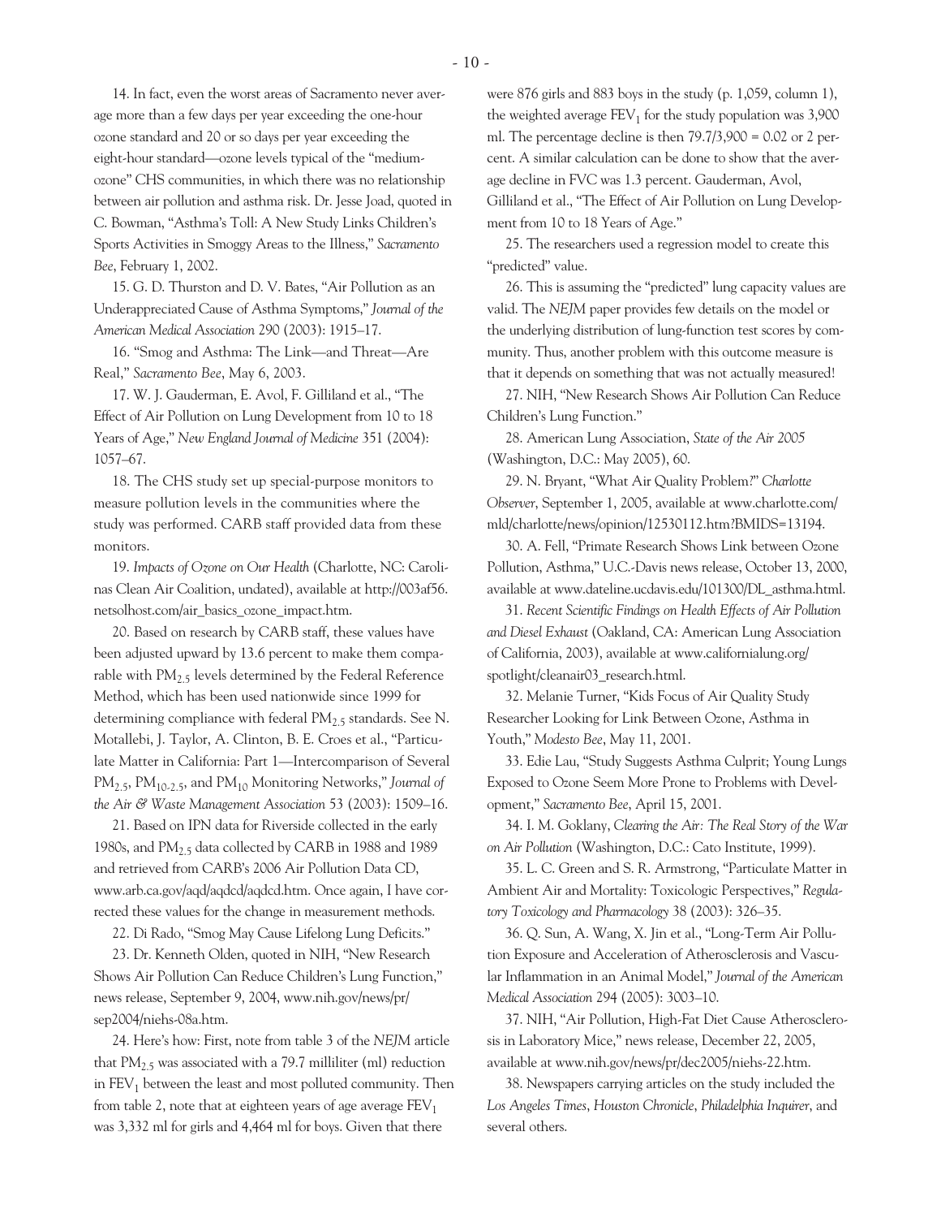14. In fact, even the worst areas of Sacramento never average more than a few days per year exceeding the one-hour ozone standard and 20 or so days per year exceeding the eight-hour standard—ozone levels typical of the "medium-ozone" CHS communities, in which there was no relationship between air pollution and asthma risk. Dr. Jesse Joad, quoted in C. Bowman, "Asthma's Toll: A New Study Links Children's Sports Activities in Smoggy Areas to the Illness," *Sacramento Bee*, February 1, 2002.

15. G. D. Thurston and D. V. Bates, "Air Pollution as an Underappreciated Cause of Asthma Symptoms," *Journal of the American Medical Association* 290 (2003): 1915–17.

16. "Smog and Asthma: The Link—and Threat—Are Real," *Sacramento Bee*, May 6, 2003.

17. W. J. Gauderman, E. Avol, F. Gilliland et al., "The Effect of Air Pollution on Lung Development from 10 to 18 Years of Age," *New England Journal of Medicine* 351 (2004): 1057–67.

18. The CHS study set up special-purpose monitors to measure pollution levels in the communities where the study was performed. CARB staff provided data from these monitors.

19. *Impacts of Ozone on Our Health* (Charlotte, NC: Carolinas Clean Air Coalition, undated), available at http://003af56.netsolhost.com/air_basics_ozone_impact.htm.

20. Based on research by CARB staff, these values have been adjusted upward by 13.6 percent to make them comparable with $PM_{2.5}$ levels determined by the Federal Reference Method, which has been used nationwide since 1999 for determining compliance with federal $PM_{2.5}$ standards. See N. Motallebi, J. Taylor, A. Clinton, B. E. Croes et al., "Particulate Matter in California: Part 1—Intercomparison of Several $PM_{2.5}$, $PM_{10-2.5}$, and $PM_{10}$ Monitoring Networks," *Journal of the Air & Waste Management Association* 53 (2003): 1509–16.

21. Based on IPN data for Riverside collected in the early 1980s, and $PM_{2.5}$ data collected by CARB in 1988 and 1989 and retrieved from CARB's 2006 Air Pollution Data CD, www.arb.ca.gov/aqd/aqdcd/aqdcd.htm. Once again, I have corrected these values for the change in measurement methods.

22. Di Rado, "Smog May Cause Lifelong Lung Deficits."

23. Dr. Kenneth Olden, quoted in NIH, "New Research Shows Air Pollution Can Reduce Children's Lung Function," news release, September 9, 2004, www.nih.gov/news/pr/sep2004/niehs-08a.htm.

24. Here's how: First, note from table 3 of the *NEJM* article that $PM_{2.5}$ was associated with a 79.7 milliliter (ml) reduction in $FEV_1$ between the least and most polluted community. Then from table 2, note that at eighteen years of age average $FEV_1$ was 3,332 ml for girls and 4,464 ml for boys. Given that there were 876 girls and 883 boys in the study (p. 1,059, column 1), the weighted average $FEV_1$ for the study population was 3,900 ml. The percentage decline is then 79.7/3,900 = 0.02 or 2 percent. A similar calculation can be done to show that the average decline in FVC was 1.3 percent. Gauderman, Avol, Gilliland et al., "The Effect of Air Pollution on Lung Development from 10 to 18 Years of Age."

25. The researchers used a regression model to create this "predicted" value.

26. This is assuming the "predicted" lung capacity values are valid. The *NEJM* paper provides few details on the model or the underlying distribution of lung-function test scores by community. Thus, another problem with this outcome measure is that it depends on something that was not actually measured!

27. NIH, "New Research Shows Air Pollution Can Reduce Children's Lung Function."

28. American Lung Association, *State of the Air 2005* (Washington, D.C.: May 2005), 60.

29. N. Bryant, "What Air Quality Problem?" *Charlotte Observer*, September 1, 2005, available at www.charlotte.com/mld/charlotte/news/opinion/12530112.htm?BMIDS=13194.

30. A. Fell, "Primate Research Shows Link between Ozone Pollution, Asthma," U.C.-Davis news release, October 13, 2000, available at www.dateline.ucdavis.edu/101300/DL_asthma.html.

31. *Recent Scientific Findings on Health Effects of Air Pollution and Diesel Exhaust* (Oakland, CA: American Lung Association of California, 2003), available at www.californialung.org/spotlight/cleanair03_research.html.

32. Melanie Turner, "Kids Focus of Air Quality Study Researcher Looking for Link Between Ozone, Asthma in Youth," *Modesto Bee*, May 11, 2001.

33. Edie Lau, "Study Suggests Asthma Culprit; Young Lungs Exposed to Ozone Seem More Prone to Problems with Development," *Sacramento Bee*, April 15, 2001.

34. I. M. Goklany, *Clearing the Air: The Real Story of the War on Air Pollution* (Washington, D.C.: Cato Institute, 1999).

35. L. C. Green and S. R. Armstrong, "Particulate Matter in Ambient Air and Mortality: Toxicologic Perspectives," *Regulatory Toxicology and Pharmacology* 38 (2003): 326–35.

36. Q. Sun, A. Wang, X. Jin et al., "Long-Term Air Pollution Exposure and Acceleration of Atherosclerosis and Vascular Inflammation in an Animal Model," *Journal of the American Medical Association* 294 (2005): 3003–10.

37. NIH, "Air Pollution, High-Fat Diet Cause Atherosclerosis in Laboratory Mice," news release, December 22, 2005, available at www.nih.gov/news/pr/dec2005/niehs-22.htm.

38. Newspapers carrying articles on the study included the *Los Angeles Times*, *Houston Chronicle*, *Philadelphia Inquirer*, and several others.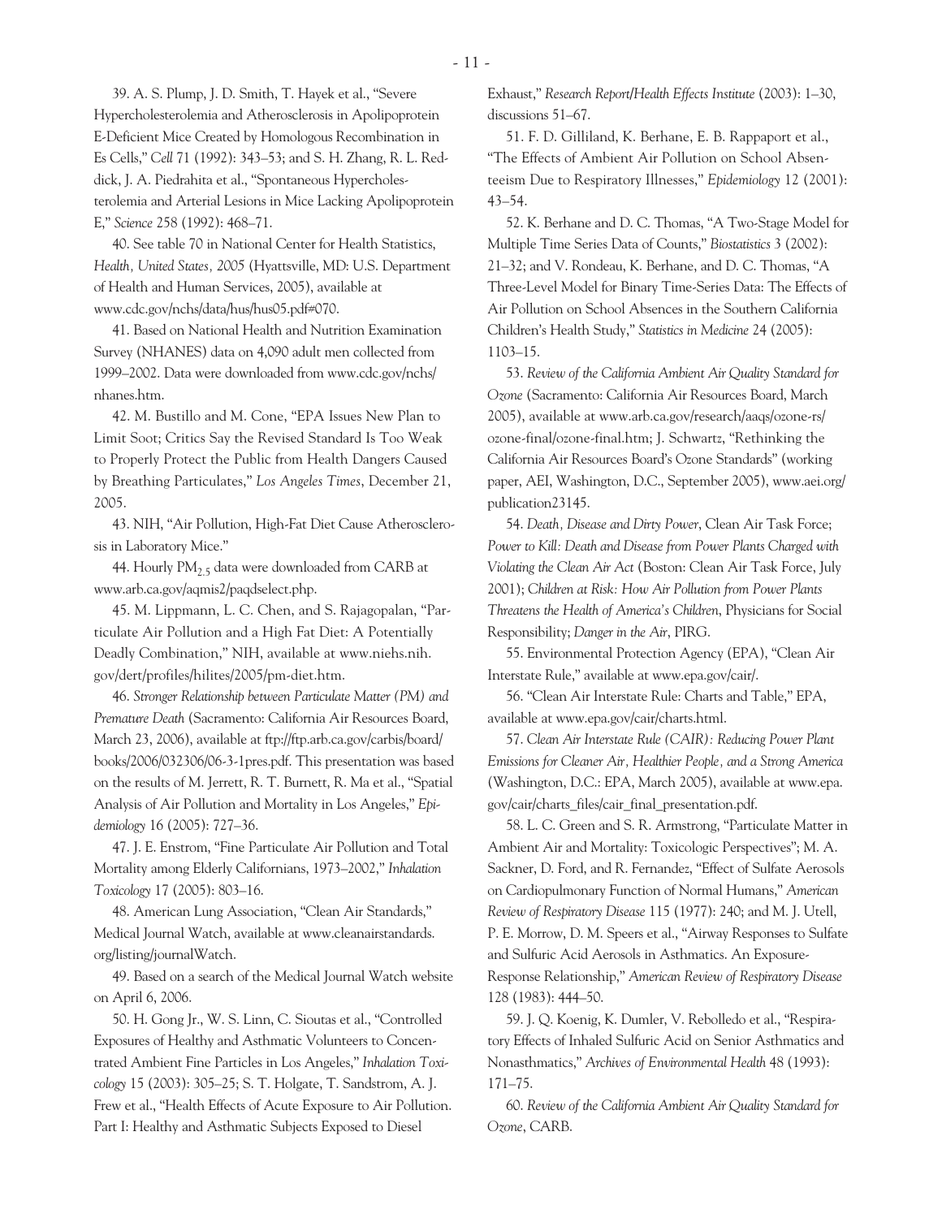39. A. S. Plump, J. D. Smith, T. Hayek et al., "Severe Hypercholesterolemia and Atherosclerosis in Apolipoprotein E-Deficient Mice Created by Homologous Recombination in Es Cells," *Cell* 71 (1992): 343–53; and S. H. Zhang, R. L. Reddick, J. A. Piedrahita et al., "Spontaneous Hypercholesterolemia and Arterial Lesions in Mice Lacking Apolipoprotein E," *Science* 258 (1992): 468–71.

40. See table 70 in National Center for Health Statistics, *Health, United States, 2005* (Hyattsville, MD: U.S. Department of Health and Human Services, 2005), available at www.cdc.gov/nchs/data/hus/hus05.pdf#070.

41. Based on National Health and Nutrition Examination Survey (NHANES) data on 4,090 adult men collected from 1999–2002. Data were downloaded from www.cdc.gov/nchs/nhanes.htm.

42. M. Bustillo and M. Cone, "EPA Issues New Plan to Limit Soot; Critics Say the Revised Standard Is Too Weak to Properly Protect the Public from Health Dangers Caused by Breathing Particulates," *Los Angeles Times*, December 21, 2005.

43. NIH, "Air Pollution, High-Fat Diet Cause Atherosclerosis in Laboratory Mice."

44. Hourly $PM_{2.5}$ data were downloaded from CARB at www.arb.ca.gov/aqmis2/paqdselect.php.

45. M. Lippmann, L. C. Chen, and S. Rajagopalan, "Particulate Air Pollution and a High Fat Diet: A Potentially Deadly Combination," NIH, available at www.niehs.nih.gov/dert/profiles/hilites/2005/pm-diet.htm.

46. *Stronger Relationship between Particulate Matter (PM) and Premature Death* (Sacramento: California Air Resources Board, March 23, 2006), available at ftp://ftp.arb.ca.gov/carbis/board/books/2006/032306/06-3-1pres.pdf. This presentation was based on the results of M. Jerrett, R. T. Burnett, R. Ma et al., "Spatial Analysis of Air Pollution and Mortality in Los Angeles," *Epidemiology* 16 (2005): 727–36.

47. J. E. Enstrom, "Fine Particulate Air Pollution and Total Mortality among Elderly Californians, 1973–2002," *Inhalation Toxicology* 17 (2005): 803–16.

48. American Lung Association, "Clean Air Standards," Medical Journal Watch, available at www.cleanairstandards.org/listing/journalWatch.

49. Based on a search of the Medical Journal Watch website on April 6, 2006.

50. H. Gong Jr., W. S. Linn, C. Sioutas et al., "Controlled Exposures of Healthy and Asthmatic Volunteers to Concentrated Ambient Fine Particles in Los Angeles," *Inhalation Toxicology* 15 (2003): 305–25; S. T. Holgate, T. Sandstrom, A. J. Frew et al., "Health Effects of Acute Exposure to Air Pollution. Part I: Healthy and Asthmatic Subjects Exposed to Diesel Exhaust," *Research Report/Health Effects Institute* (2003): 1–30, discussions 51–67.

51. F. D. Gilliland, K. Berhane, E. B. Rappaport et al., "The Effects of Ambient Air Pollution on School Absenteeism Due to Respiratory Illnesses," *Epidemiology* 12 (2001): 43–54.

52. K. Berhane and D. C. Thomas, "A Two-Stage Model for Multiple Time Series Data of Counts," *Biostatistics* 3 (2002): 21–32; and V. Rondeau, K. Berhane, and D. C. Thomas, "A Three-Level Model for Binary Time-Series Data: The Effects of Air Pollution on School Absences in the Southern California Children's Health Study," *Statistics in Medicine* 24 (2005): 1103–15.

53. *Review of the California Ambient Air Quality Standard for Ozone* (Sacramento: California Air Resources Board, March 2005), available at www.arb.ca.gov/research/aaqs/ozone-rs/ozone-final/ozone-final.htm; J. Schwartz, "Rethinking the California Air Resources Board's Ozone Standards" (working paper, AEI, Washington, D.C., September 2005), www.aei.org/publication23145.

54. *Death, Disease and Dirty Power*, Clean Air Task Force; *Power to Kill: Death and Disease from Power Plants Charged with Violating the Clean Air Act* (Boston: Clean Air Task Force, July 2001); *Children at Risk: How Air Pollution from Power Plants Threatens the Health of America's Children*, Physicians for Social Responsibility; *Danger in the Air*, PIRG.

55. Environmental Protection Agency (EPA), "Clean Air Interstate Rule," available at www.epa.gov/cair/.

56. "Clean Air Interstate Rule: Charts and Table," EPA, available at www.epa.gov/cair/charts.html.

57. *Clean Air Interstate Rule (CAIR): Reducing Power Plant Emissions for Cleaner Air, Healthier People, and a Strong America* (Washington, D.C.: EPA, March 2005), available at www.epa.gov/cair/charts_files/cair_final_presentation.pdf.

58. L. C. Green and S. R. Armstrong, "Particulate Matter in Ambient Air and Mortality: Toxicologic Perspectives"; M. A. Sackner, D. Ford, and R. Fernandez, "Effect of Sulfate Aerosols on Cardiopulmonary Function of Normal Humans," *American Review of Respiratory Disease* 115 (1977): 240; and M. J. Utell, P. E. Morrow, D. M. Speers et al., "Airway Responses to Sulfate and Sulfuric Acid Aerosols in Asthmatics. An Exposure-Response Relationship," *American Review of Respiratory Disease* 128 (1983): 444–50.

59. J. Q. Koenig, K. Dumler, V. Rebolledo et al., "Respiratory Effects of Inhaled Sulfuric Acid on Senior Asthmatics and Nonasthmatics," *Archives of Environmental Health* 48 (1993): 171–75.

60. *Review of the California Ambient Air Quality Standard for Ozone*, CARB.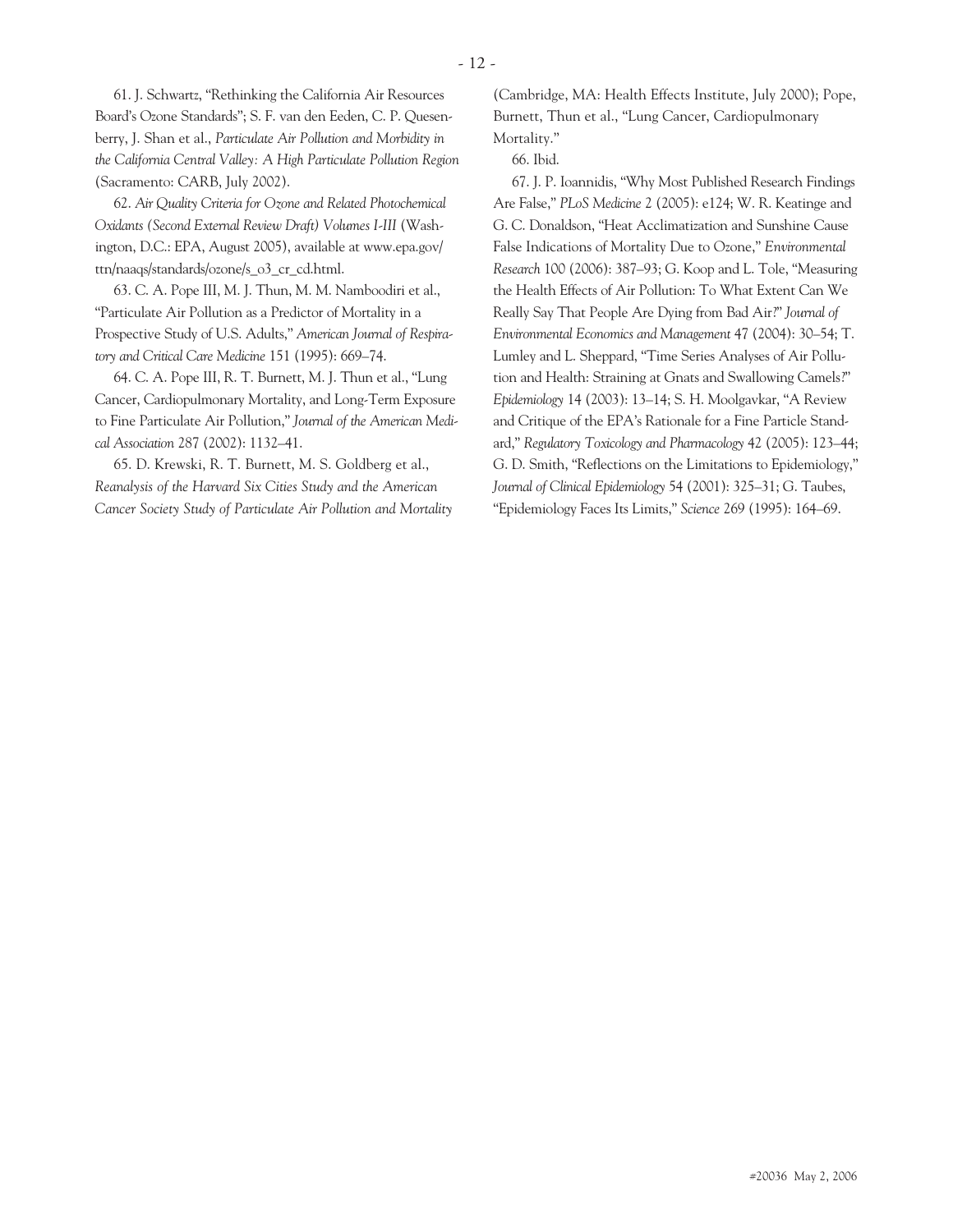61. J. Schwartz, "Rethinking the California Air Resources Board's Ozone Standards"; S. F. van den Eeden, C. P. Quesenberry, J. Shan et al., *Particulate Air Pollution and Morbidity in the California Central Valley: A High Particulate Pollution Region* (Sacramento: CARB, July 2002).

62. *Air Quality Criteria for Ozone and Related Photochemical Oxidants (Second External Review Draft) Volumes I-III* (Washington, D.C.: EPA, August 2005), available at www.epa.gov/ttn/naaqs/standards/ozone/s_o3_cr_cd.html.

63. C. A. Pope III, M. J. Thun, M. M. Namboodiri et al., "Particulate Air Pollution as a Predictor of Mortality in a Prospective Study of U.S. Adults," *American Journal of Respiratory and Critical Care Medicine* 151 (1995): 669–74.

64. C. A. Pope III, R. T. Burnett, M. J. Thun et al., "Lung Cancer, Cardiopulmonary Mortality, and Long-Term Exposure to Fine Particulate Air Pollution," *Journal of the American Medical Association* 287 (2002): 1132–41.

65. D. Krewski, R. T. Burnett, M. S. Goldberg et al., *Reanalysis of the Harvard Six Cities Study and the American Cancer Society Study of Particulate Air Pollution and Mortality* (Cambridge, MA: Health Effects Institute, July 2000); Pope, Burnett, Thun et al., "Lung Cancer, Cardiopulmonary Mortality."

66. Ibid.

67. J. P. Ioannidis, "Why Most Published Research Findings Are False," *PLoS Medicine* 2 (2005): e124; W. R. Keatinge and G. C. Donaldson, "Heat Acclimatization and Sunshine Cause False Indications of Mortality Due to Ozone," *Environmental Research* 100 (2006): 387–93; G. Koop and L. Tole, "Measuring the Health Effects of Air Pollution: To What Extent Can We Really Say That People Are Dying from Bad Air?" *Journal of Environmental Economics and Management* 47 (2004): 30–54; T. Lumley and L. Sheppard, "Time Series Analyses of Air Pollution and Health: Straining at Gnats and Swallowing Camels?" *Epidemiology* 14 (2003): 13–14; S. H. Moolgavkar, "A Review and Critique of the EPA's Rationale for a Fine Particle Standard," *Regulatory Toxicology and Pharmacology* 42 (2005): 123–44; G. D. Smith, "Reflections on the Limitations to Epidemiology," *Journal of Clinical Epidemiology* 54 (2001): 325–31; G. Taubes, "Epidemiology Faces Its Limits," *Science* 269 (1995): 164–69.